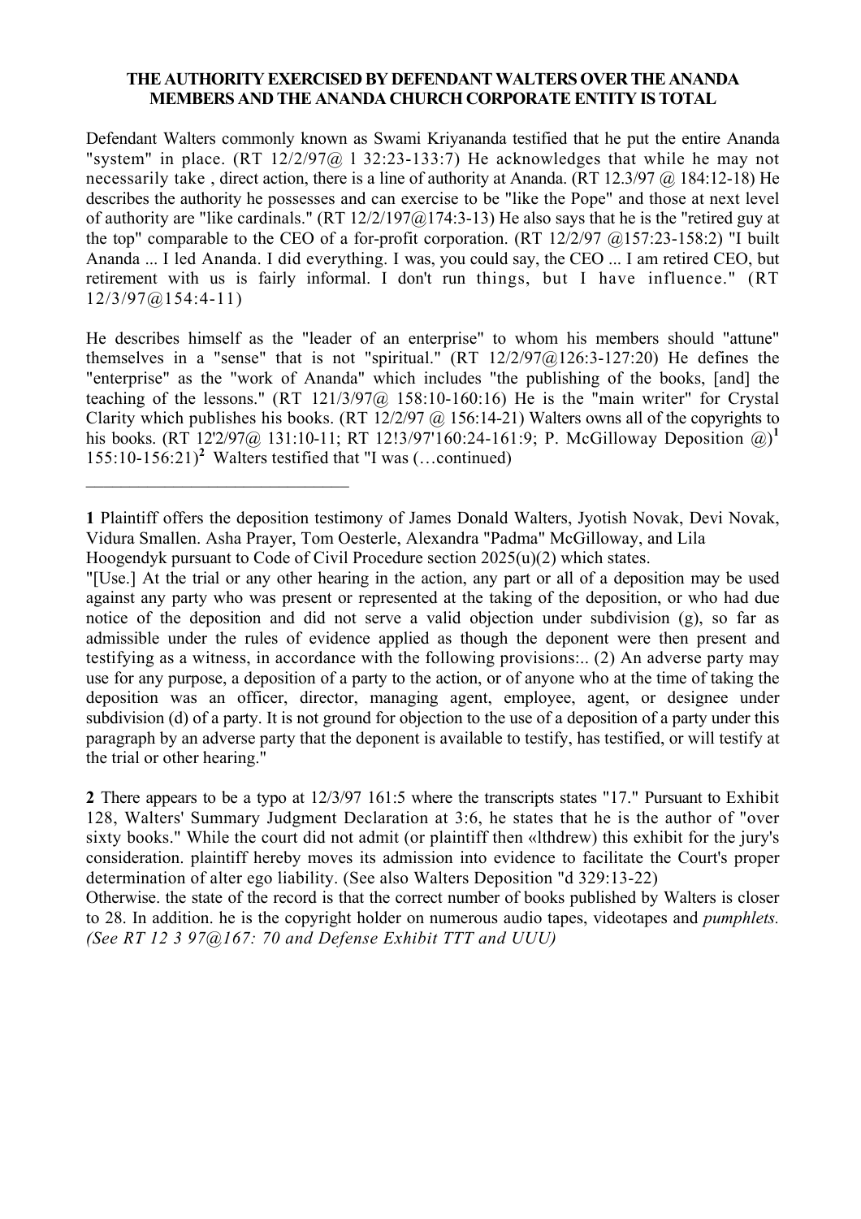**THE AUTHORITY EXERCISED BY DEFENDANT WALTERS OVER THE ANANDA MEMBERS AND THE ANANDA CHURCH CORPORATE ENTITY IS TOTAL**

Defendant Walters commonly known as Swami Kriyananda testified that he put the entire Ananda "system" in place. (RT 12/2/97@ l 32:23-133:7) He acknowledges that while he may not necessarily take , direct action, there is a line of authority at Ananda. (RT 12.3/97 @ 184:12-18) He describes the authority he possesses and can exercise to be "like the Pope" and those at next level of authority are "like cardinals." (RT 12/2/197@174:3-13) He also says that he is the "retired guy at the top" comparable to the CEO of a for-profit corporation. (RT 12/2/97 @157:23-158:2) "I built Ananda ... I led Ananda. I did everything. I was, you could say, the CEO ... I am retired CEO, but retirement with us is fairly informal. I don't run things, but I have influence." (RT 12/3/97@154:4-11)

He describes himself as the "leader of an enterprise" to whom his members should "attune" themselves in a "sense" that is not "spiritual." (RT 12/2/97@126:3-127:20) He defines the "enterprise" as the "work of Ananda" which includes "the publishing of the books, [and] the teaching of the lessons." (RT 121/3/97@ 158:10-160:16) He is the "main writer" for Crystal Clarity which publishes his books. (RT 12/2/97 @ 156:14-21) Walters owns all of the copyrights to his books. (RT 12'2/97@ 131:10-11; RT 12!3/97'160:24-161:9; P. McGilloway Deposition @)[1] 155:10-156:21)[2] Walters testified that "I was (…continued)

---

**1** Plaintiff offers the deposition testimony of James Donald Walters, Jyotish Novak, Devi Novak, Vidura Smallen. Asha Prayer, Tom Oesterle, Alexandra "Padma" McGilloway, and Lila Hoogendyk pursuant to Code of Civil Procedure section 2025(u)(2) which states.

"[Use.] At the trial or any other hearing in the action, any part or all of a deposition may be used against any party who was present or represented at the taking of the deposition, or who had due notice of the deposition and did not serve a valid objection under subdivision (g), so far as admissible under the rules of evidence applied as though the deponent were then present and testifying as a witness, in accordance with the following provisions:.. (2) An adverse party may use for any purpose, a deposition of a party to the action, or of anyone who at the time of taking the deposition was an officer, director, managing agent, employee, agent, or designee under subdivision (d) of a party. It is not ground for objection to the use of a deposition of a party under this paragraph by an adverse party that the deponent is available to testify, has testified, or will testify at the trial or other hearing."

**2** There appears to be a typo at 12/3/97 161:5 where the transcripts states "17." Pursuant to Exhibit 128, Walters' Summary Judgment Declaration at 3:6, he states that he is the author of "over sixty books." While the court did not admit (or plaintiff then «lthdrew) this exhibit for the jury's consideration. plaintiff hereby moves its admission into evidence to facilitate the Court's proper determination of alter ego liability. (See also Walters Deposition "d 329:13-22)

Otherwise. the state of the record is that the correct number of books published by Walters is closer to 28. In addition. he is the copyright holder on numerous audio tapes, videotapes and *pumphlets. (See RT 12 3 97@167: 70 and Defense Exhibit TTT and UUU)*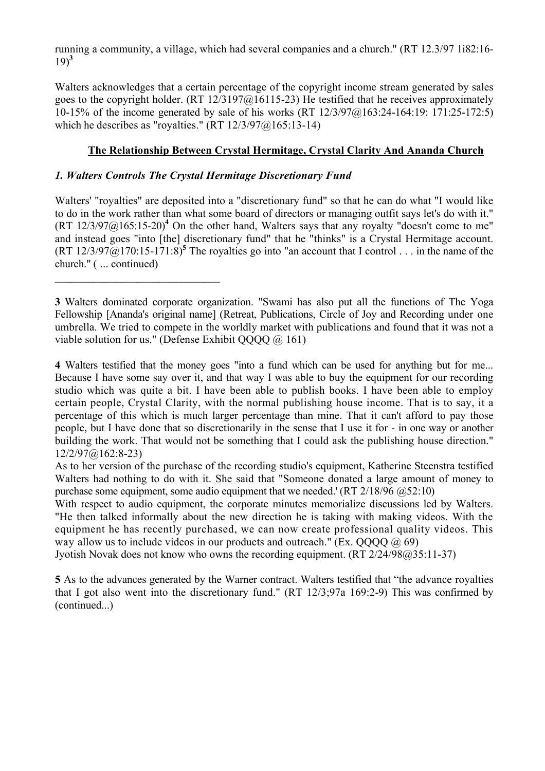running a community, a village, which had several companies and a church." (RT 12.3/97 1i82:16-19)[3]

Walters acknowledges that a certain percentage of the copyright income stream generated by sales goes to the copyright holder. (RT 12/3197@16115-23) He testified that he receives approximately 10-15% of the income generated by sale of his works (RT 12/3/97@163:24-164:19: 171:25-172:5) which he describes as "royalties." (RT 12/3/97@165:13-14)

**The Relationship Between Crystal Hermitage, Crystal Clarity And Ananda Church**

***1. Walters Controls The Crystal Hermitage Discretionary Fund***

Walters' "royalties" are deposited into a "discretionary fund" so that he can do what "I would like to do in the work rather than what some board of directors or managing outfit says let's do with it." (RT 12/3/97@165:15-20)[4] On the other hand, Walters says that any royalty "doesn't come to me" and instead goes "into [the] discretionary fund" that he "thinks" is a Crystal Hermitage account. (RT 12/3/97@170:15-171:8)[5] The royalties go into "an account that I control . . . in the name of the church." ( ... continued)

---

**3** Walters dominated corporate organization. "Swami has also put all the functions of The Yoga Fellowship [Ananda's original name] (Retreat, Publications, Circle of Joy and Recording under one umbrella. We tried to compete in the worldly market with publications and found that it was not a viable solution for us." (Defense Exhibit QQQQ @ 161)

**4** Walters testified that the money goes "into a fund which can be used for anything but for me... Because I have some say over it, and that way I was able to buy the equipment for our recording studio which was quite a bit. I have been able to publish books. I have been able to employ certain people, Crystal Clarity, with the normal publishing house income. That is to say, it a percentage of this which is much larger percentage than mine. That it can't afford to pay those people, but I have done that so discretionarily in the sense that I use it for - in one way or another building the work. That would not be something that I could ask the publishing house direction." 12/2/97@162:8-23)

As to her version of the purchase of the recording studio's equipment, Katherine Steenstra testified Walters had nothing to do with it. She said that "Someone donated a large amount of money to purchase some equipment, some audio equipment that we needed.' (RT 2/18/96 @52:10)

With respect to audio equipment, the corporate minutes memorialize discussions led by Walters. "He then talked informally about the new direction he is taking with making videos. With the equipment he has recently purchased, we can now create professional quality videos. This way allow us to include videos in our products and outreach." (Ex. QQQQ @ 69)

Jyotish Novak does not know who owns the recording equipment. (RT 2/24/98@35:11-37)

**5** As to the advances generated by the Warner contract. Walters testified that "the advance royalties that I got also went into the discretionary fund." (RT 12/3;97a 169:2-9) This was confirmed by (continued...)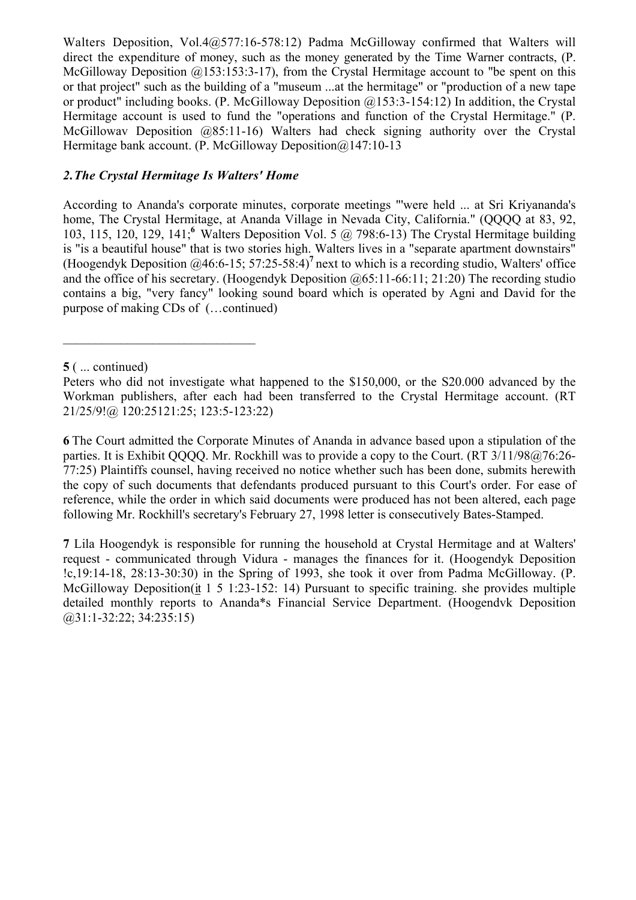Walters Deposition, Vol.4@577:16-578:12) Padma McGilloway confirmed that Walters will direct the expenditure of money, such as the money generated by the Time Warner contracts, (P. McGilloway Deposition @153:153:3-17), from the Crystal Hermitage account to "be spent on this or that project" such as the building of a "museum ...at the hermitage" or "production of a new tape or product" including books. (P. McGilloway Deposition @153:3-154:12) In addition, the Crystal Hermitage account is used to fund the "operations and function of the Crystal Hermitage." (P. McGillowav Deposition @85:11-16) Walters had check signing authority over the Crystal Hermitage bank account. (P. McGilloway Deposition@147:10-13

### *2. The Crystal Hermitage Is Walters' Home*

According to Ananda's corporate minutes, corporate meetings "'were held ... at Sri Kriyananda's home, The Crystal Hermitage, at Ananda Village in Nevada City, California." (QQQQ at 83, 92, 103, 115, 120, 129, 141;[6] Walters Deposition Vol. 5 @ 798:6-13) The Crystal Hermitage building is "is a beautiful house" that is two stories high. Walters lives in a "separate apartment downstairs" (Hoogendyk Deposition @46:6-15; 57:25-58:4)[7] next to which is a recording studio, Walters' office and the office of his secretary. (Hoogendyk Deposition @65:11-66:11; 21:20) The recording studio contains a big, "very fancy" looking sound board which is operated by Agni and David for the purpose of making CDs of (…continued)

______________________________

**5** ( ... continued)
Peters who did not investigate what happened to the $150,000, or the S20.000 advanced by the Workman publishers, after each had been transferred to the Crystal Hermitage account. (RT 21/25/9!@ 120:25121:25; 123:5-123:22)

**6** The Court admitted the Corporate Minutes of Ananda in advance based upon a stipulation of the parties. It is Exhibit QQQQ. Mr. Rockhill was to provide a copy to the Court. (RT 3/11/98@76:26-77:25) Plaintiffs counsel, having received no notice whether such has been done, submits herewith the copy of such documents that defendants produced pursuant to this Court's order. For ease of reference, while the order in which said documents were produced has not been altered, each page following Mr. Rockhill's secretary's February 27, 1998 letter is consecutively Bates-Stamped.

**7** Lila Hoogendyk is responsible for running the household at Crystal Hermitage and at Walters' request - communicated through Vidura - manages the finances for it. (Hoogendyk Deposition !c,19:14-18, 28:13-30:30) in the Spring of 1993, she took it over from Padma McGilloway. (P. McGilloway Deposition(it 1 5 1:23-152: 14) Pursuant to specific training. she provides multiple detailed monthly reports to Ananda*s Financial Service Department. (Hoogendvk Deposition @31:1-32:22; 34:235:15)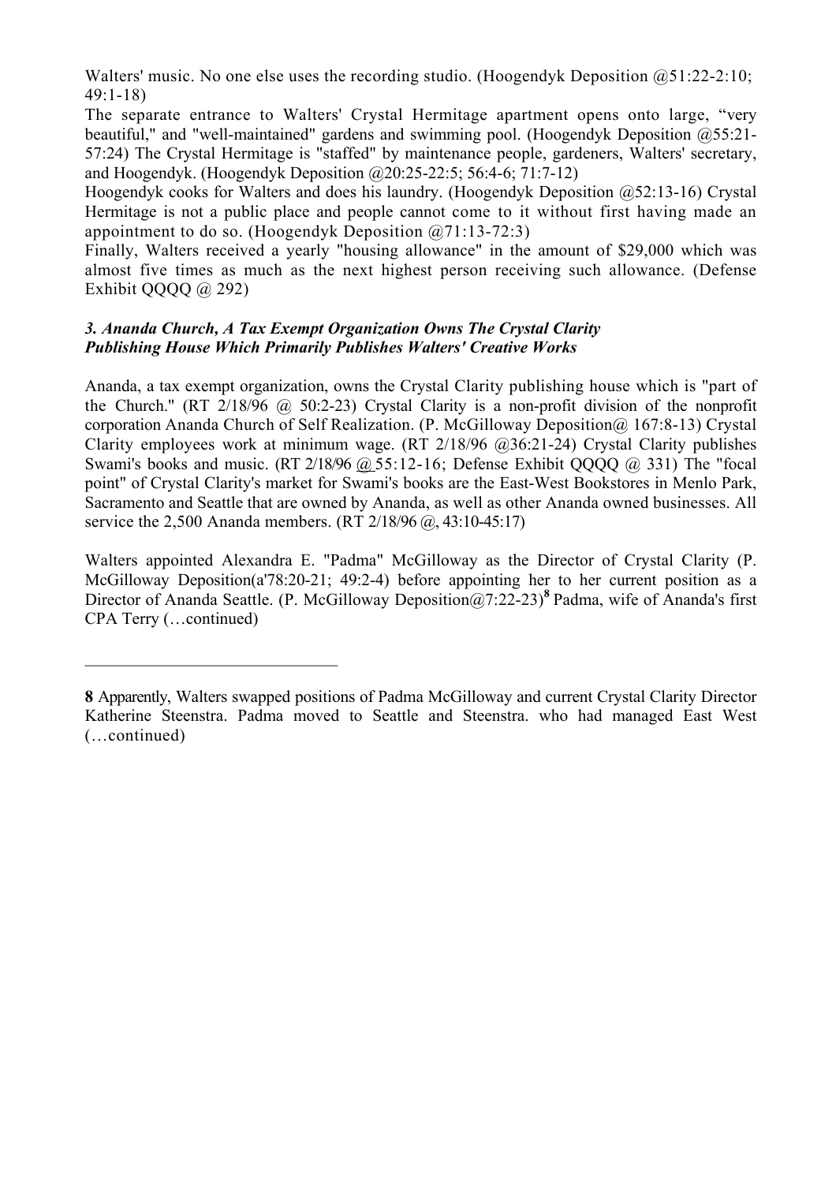Walters' music. No one else uses the recording studio. (Hoogendyk Deposition @51:22-2:10; 49:1-18)

The separate entrance to Walters' Crystal Hermitage apartment opens onto large, "very beautiful," and "well-maintained" gardens and swimming pool. (Hoogendyk Deposition @55:21-57:24) The Crystal Hermitage is "staffed" by maintenance people, gardeners, Walters' secretary, and Hoogendyk. (Hoogendyk Deposition @20:25-22:5; 56:4-6; 71:7-12)

Hoogendyk cooks for Walters and does his laundry. (Hoogendyk Deposition @52:13-16) Crystal Hermitage is not a public place and people cannot come to it without first having made an appointment to do so. (Hoogendyk Deposition @71:13-72:3)

Finally, Walters received a yearly "housing allowance" in the amount of $29,000 which was almost five times as much as the next highest person receiving such allowance. (Defense Exhibit QQQQ @ 292)

### *3. Ananda Church, A Tax Exempt Organization Owns The Crystal Clarity Publishing House Which Primarily Publishes Walters' Creative Works*

Ananda, a tax exempt organization, owns the Crystal Clarity publishing house which is "part of the Church." (RT 2/18/96 @ 50:2-23) Crystal Clarity is a non-profit division of the nonprofit corporation Ananda Church of Self Realization. (P. McGilloway Deposition@ 167:8-13) Crystal Clarity employees work at minimum wage. (RT 2/18/96 @36:21-24) Crystal Clarity publishes Swami's books and music. (RT 2/18/96 @ 55:12-16; Defense Exhibit QQQQ @ 331) The "focal point" of Crystal Clarity's market for Swami's books are the East-West Bookstores in Menlo Park, Sacramento and Seattle that are owned by Ananda, as well as other Ananda owned businesses. All service the 2,500 Ananda members. (RT 2/18/96 @, 43:10-45:17)

Walters appointed Alexandra E. "Padma" McGilloway as the Director of Crystal Clarity (P. McGilloway Deposition(a'78:20-21; 49:2-4) before appointing her to her current position as a Director of Ananda Seattle. (P. McGilloway Deposition@7:22-23)[8] Padma, wife of Ananda's first CPA Terry (…continued)

---

**8** Apparently, Walters swapped positions of Padma McGilloway and current Crystal Clarity Director Katherine Steenstra. Padma moved to Seattle and Steenstra. who had managed East West (…continued)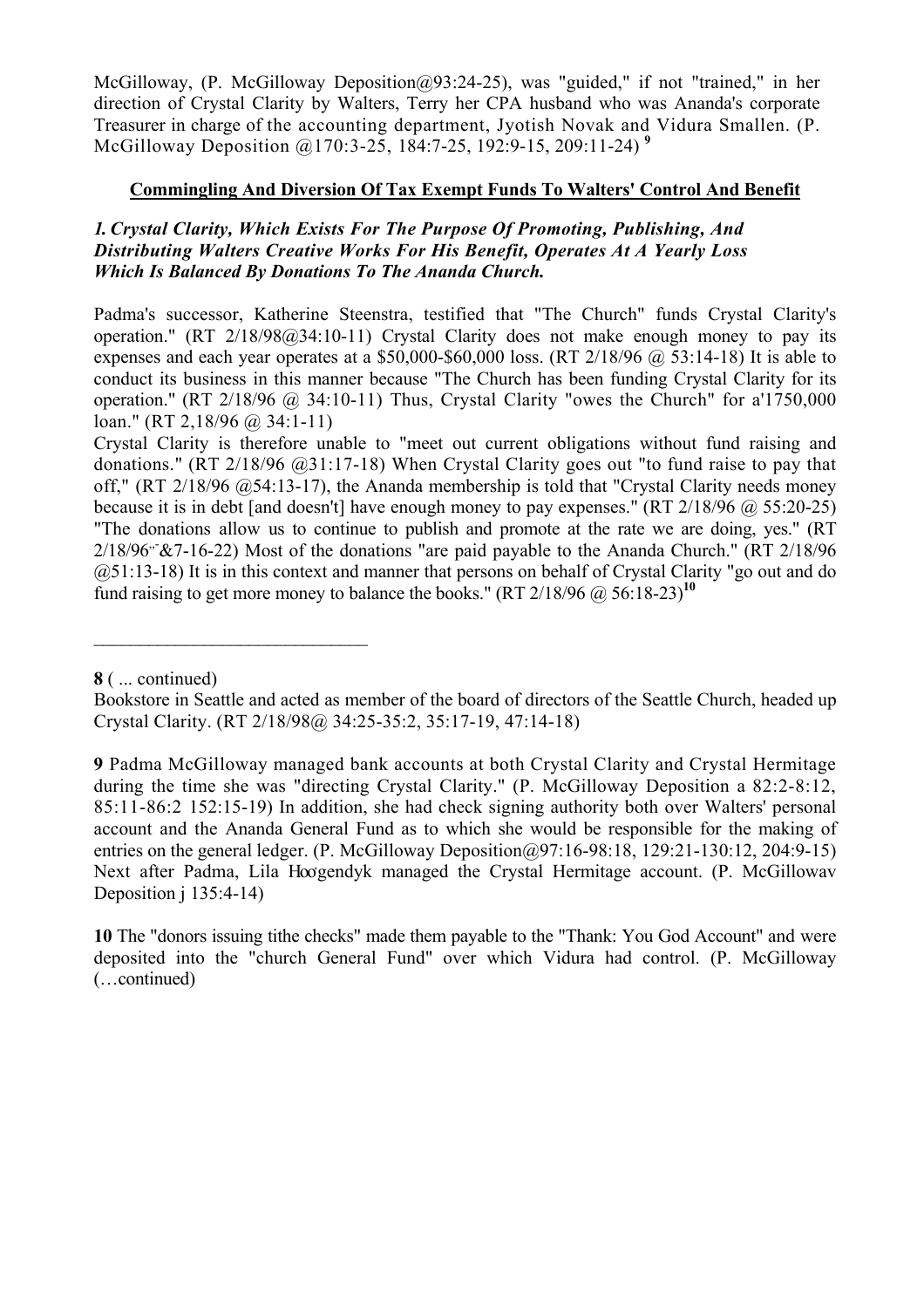McGilloway, (P. McGilloway Deposition@93:24-25), was "guided," if not "trained," in her direction of Crystal Clarity by Walters, Terry her CPA husband who was Ananda's corporate Treasurer in charge of the accounting department, Jyotish Novak and Vidura Smallen. (P. McGilloway Deposition @170:3-25, 184:7-25, 192:9-15, 209:11-24) [9]

**Commingling And Diversion Of Tax Exempt Funds To Walters' Control And Benefit**

***1. Crystal Clarity, Which Exists For The Purpose Of Promoting, Publishing, And Distributing Walters Creative Works For His Benefit, Operates At A Yearly Loss Which Is Balanced By Donations To The Ananda Church.***

Padma's successor, Katherine Steenstra, testified that "The Church" funds Crystal Clarity's operation." (RT 2/18/98@34:10-11) Crystal Clarity does not make enough money to pay its expenses and each year operates at a $50,000-$60,000 loss. (RT 2/18/96 @ 53:14-18) It is able to conduct its business in this manner because "The Church has been funding Crystal Clarity for its operation." (RT 2/18/96 @ 34:10-11) Thus, Crystal Clarity "owes the Church" for a'1750,000 loan." (RT 2,18/96 @ 34:1-11)

Crystal Clarity is therefore unable to "meet out current obligations without fund raising and donations." (RT 2/18/96 @31:17-18) When Crystal Clarity goes out "to fund raise to pay that off," (RT 2/18/96 @54:13-17), the Ananda membership is told that "Crystal Clarity needs money because it is in debt [and doesn't] have enough money to pay expenses." (RT 2/18/96 @ 55:20-25) "The donations allow us to continue to publish and promote at the rate we are doing, yes." (RT 2/18/96"&7-16-22) Most of the donations "are paid payable to the Ananda Church." (RT 2/18/96 @51:13-18) It is in this context and manner that persons on behalf of Crystal Clarity "go out and do fund raising to get more money to balance the books." (RT 2/18/96 @ 56:18-23)[10]

---

**8** ( ... continued)
Bookstore in Seattle and acted as member of the board of directors of the Seattle Church, headed up Crystal Clarity. (RT 2/18/98@ 34:25-35:2, 35:17-19, 47:14-18)

**9** Padma McGilloway managed bank accounts at both Crystal Clarity and Crystal Hermitage during the time she was "directing Crystal Clarity." (P. McGilloway Deposition a 82:2-8:12, 85:11-86:2 152:15-19) In addition, she had check signing authority both over Walters' personal account and the Ananda General Fund as to which she would be responsible for the making of entries on the general ledger. (P. McGilloway Deposition@97:16-98:18, 129:21-130:12, 204:9-15) Next after Padma, Lila Hoogendyk managed the Crystal Hermitage account. (P. McGillowav Deposition j 135:4-14)

**10** The "donors issuing tithe checks" made them payable to the "Thank: You God Account" and were deposited into the "church General Fund" over which Vidura had control. (P. McGilloway (…continued)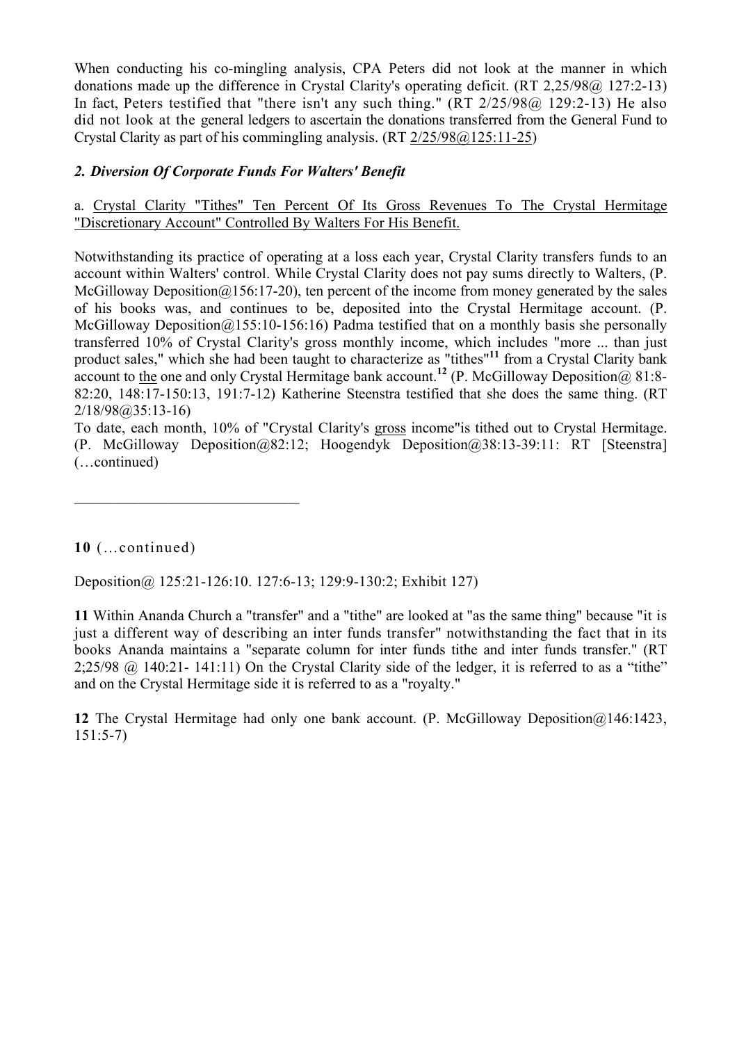When conducting his co-mingling analysis, CPA Peters did not look at the manner in which donations made up the difference in Crystal Clarity's operating deficit. (RT 2,25/98@ 127:2-13) In fact, Peters testified that "there isn't any such thing." (RT 2/25/98@ 129:2-13) He also did not look at the general ledgers to ascertain the donations transferred from the General Fund to Crystal Clarity as part of his commingling analysis. (RT 2/25/98@125:11-25)

### *2. Diversion Of Corporate Funds For Walters' Benefit*

a. Crystal Clarity "Tithes" Ten Percent Of Its Gross Revenues To The Crystal Hermitage "Discretionary Account" Controlled By Walters For His Benefit.

Notwithstanding its practice of operating at a loss each year, Crystal Clarity transfers funds to an account within Walters' control. While Crystal Clarity does not pay sums directly to Walters, (P. McGilloway Deposition@156:17-20), ten percent of the income from money generated by the sales of his books was, and continues to be, deposited into the Crystal Hermitage account. (P. McGilloway Deposition@155:10-156:16) Padma testified that on a monthly basis she personally transferred 10% of Crystal Clarity's gross monthly income, which includes "more ... than just product sales," which she had been taught to characterize as "tithes"[11] from a Crystal Clarity bank account to the one and only Crystal Hermitage bank account.[12] (P. McGilloway Deposition@ 81:8-82:20, 148:17-150:13, 191:7-12) Katherine Steenstra testified that she does the same thing. (RT 2/18/98@35:13-16)

To date, each month, 10% of "Crystal Clarity's gross income"is tithed out to Crystal Hermitage. (P. McGilloway Deposition@82:12; Hoogendyk Deposition@38:13-39:11: RT [Steenstra] (…continued)

______________________________

**10** (…continued)

Deposition@ 125:21-126:10. 127:6-13; 129:9-130:2; Exhibit 127)

**11** Within Ananda Church a "transfer" and a "tithe" are looked at "as the same thing" because "it is just a different way of describing an inter funds transfer" notwithstanding the fact that in its books Ananda maintains a "separate column for inter funds tithe and inter funds transfer." (RT 2;25/98 @ 140:21- 141:11) On the Crystal Clarity side of the ledger, it is referred to as a "tithe" and on the Crystal Hermitage side it is referred to as a "royalty."

**12** The Crystal Hermitage had only one bank account. (P. McGilloway Deposition@146:1423, 151:5-7)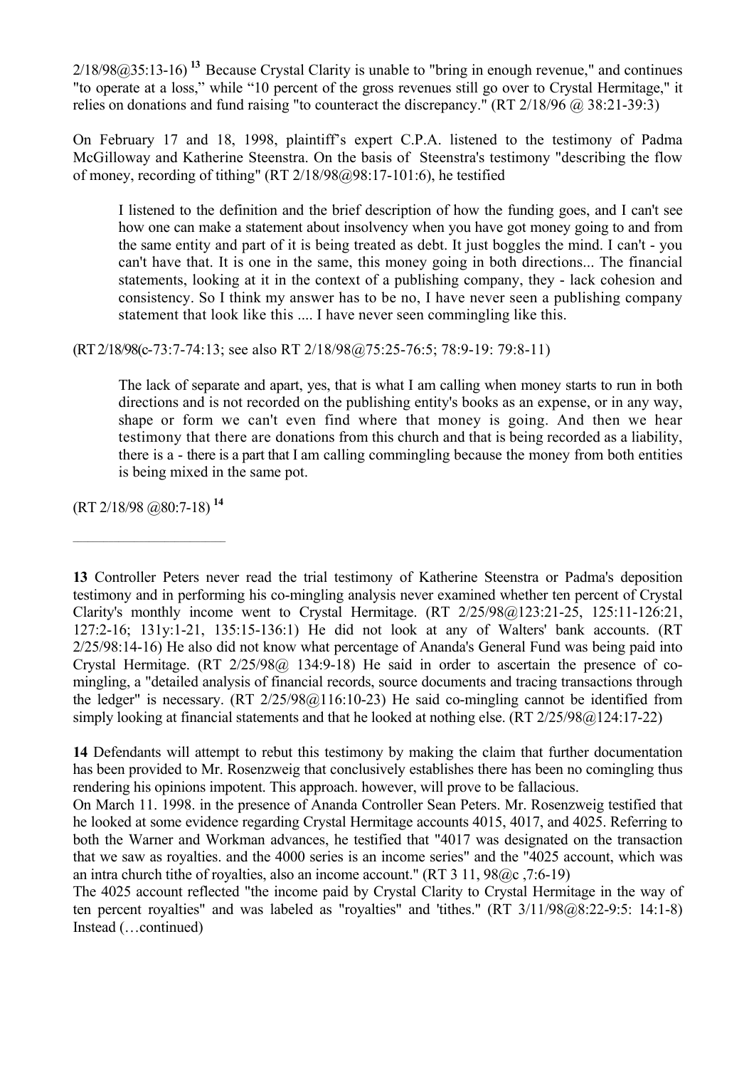2/18/98@35:13-16) [13] Because Crystal Clarity is unable to "bring in enough revenue," and continues "to operate at a loss," while "10 percent of the gross revenues still go over to Crystal Hermitage," it relies on donations and fund raising "to counteract the discrepancy." (RT 2/18/96 @ 38:21-39:3)

On February 17 and 18, 1998, plaintiff's expert C.P.A. listened to the testimony of Padma McGilloway and Katherine Steenstra. On the basis of Steenstra's testimony "describing the flow of money, recording of tithing" (RT 2/18/98@98:17-101:6), he testified

> I listened to the definition and the brief description of how the funding goes, and I can't see how one can make a statement about insolvency when you have got money going to and from the same entity and part of it is being treated as debt. It just boggles the mind. I can't - you can't have that. It is one in the same, this money going in both directions... The financial statements, looking at it in the context of a publishing company, they - lack cohesion and consistency. So I think my answer has to be no, I have never seen a publishing company statement that look like this .... I have never seen commingling like this.

(RT 2/18/98(c-73:7-74:13; see also RT 2/18/98@75:25-76:5; 78:9-19: 79:8-11)

> The lack of separate and apart, yes, that is what I am calling when money starts to run in both directions and is not recorded on the publishing entity's books as an expense, or in any way, shape or form we can't even find where that money is going. And then we hear testimony that there are donations from this church and that is being recorded as a liability, there is a - there is a part that I am calling commingling because the money from both entities is being mixed in the same pot.

(RT 2/18/98 @80:7-18) [14]

---

**13** Controller Peters never read the trial testimony of Katherine Steenstra or Padma's deposition testimony and in performing his co-mingling analysis never examined whether ten percent of Crystal Clarity's monthly income went to Crystal Hermitage. (RT 2/25/98@123:21-25, 125:11-126:21, 127:2-16; 131y:1-21, 135:15-136:1) He did not look at any of Walters' bank accounts. (RT 2/25/98:14-16) He also did not know what percentage of Ananda's General Fund was being paid into Crystal Hermitage. (RT 2/25/98@ 134:9-18) He said in order to ascertain the presence of co-mingling, a "detailed analysis of financial records, source documents and tracing transactions through the ledger" is necessary. (RT 2/25/98@116:10-23) He said co-mingling cannot be identified from simply looking at financial statements and that he looked at nothing else. (RT 2/25/98@124:17-22)

**14** Defendants will attempt to rebut this testimony by making the claim that further documentation has been provided to Mr. Rosenzweig that conclusively establishes there has been no comingling thus rendering his opinions impotent. This approach. however, will prove to be fallacious.

On March 11. 1998. in the presence of Ananda Controller Sean Peters. Mr. Rosenzweig testified that he looked at some evidence regarding Crystal Hermitage accounts 4015, 4017, and 4025. Referring to both the Warner and Workman advances, he testified that "4017 was designated on the transaction that we saw as royalties. and the 4000 series is an income series" and the "4025 account, which was an intra church tithe of royalties, also an income account." (RT 3 11, 98@c ,7:6-19)

The 4025 account reflected "the income paid by Crystal Clarity to Crystal Hermitage in the way of ten percent royalties" and was labeled as "royalties" and 'tithes." (RT 3/11/98@8:22-9:5: 14:1-8) Instead (…continued)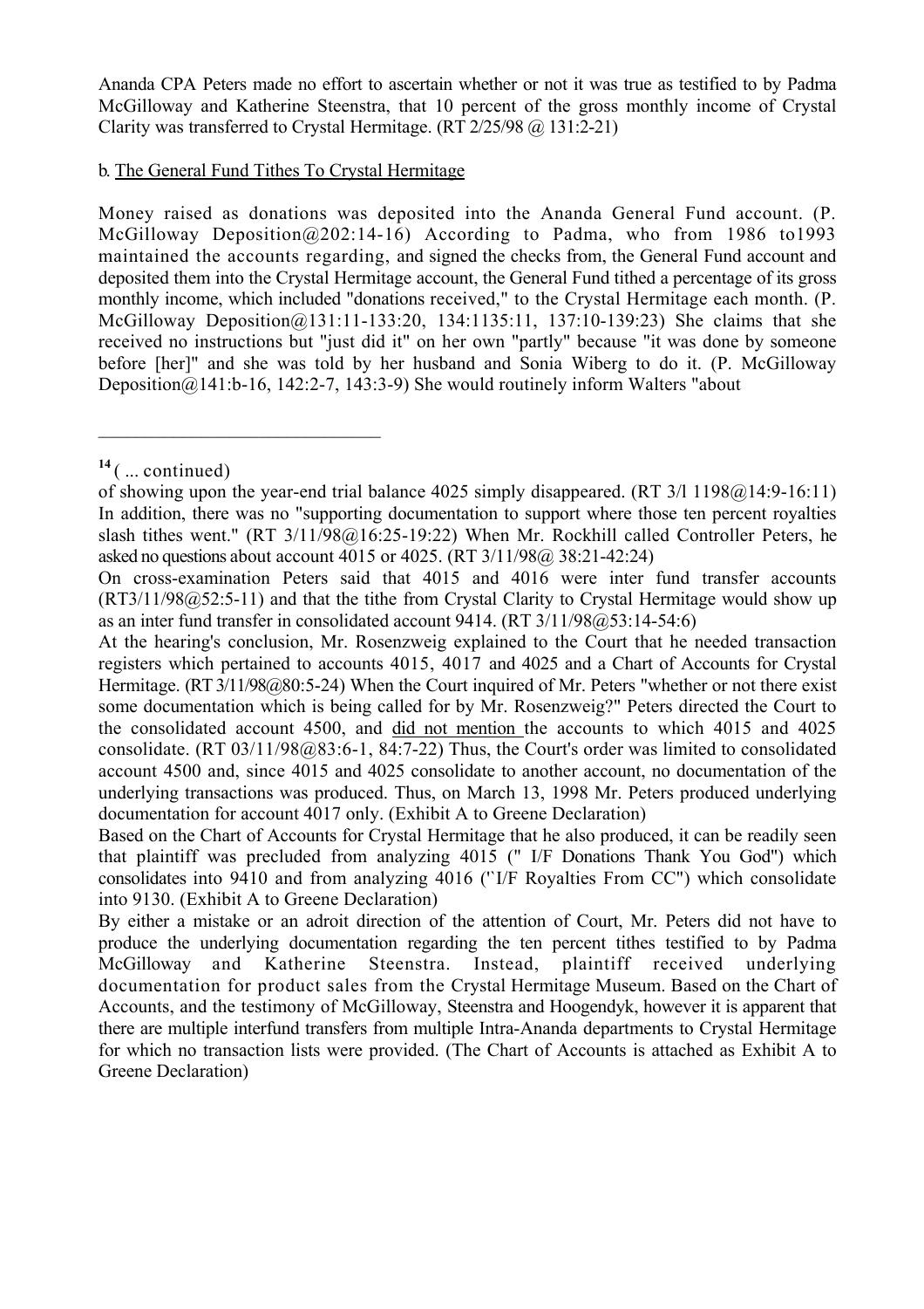Ananda CPA Peters made no effort to ascertain whether or not it was true as testified to by Padma McGilloway and Katherine Steenstra, that 10 percent of the gross monthly income of Crystal Clarity was transferred to Crystal Hermitage. (RT 2/25/98 @ 131:2-21)

b. <u>The General Fund Tithes To Crystal Hermitage</u>

Money raised as donations was deposited into the Ananda General Fund account. (P. McGilloway Deposition@202:14-16) According to Padma, who from 1986 to1993 maintained the accounts regarding, and signed the checks from, the General Fund account and deposited them into the Crystal Hermitage account, the General Fund tithed a percentage of its gross monthly income, which included "donations received," to the Crystal Hermitage each month. (P. McGilloway Deposition@131:11-133:20, 134:1135:11, 137:10-139:23) She claims that she received no instructions but "just did it" on her own "partly" because "it was done by someone before [her]" and she was told by her husband and Sonia Wiberg to do it. (P. McGilloway Deposition@141:b-16, 142:2-7, 143:3-9) She would routinely inform Walters "about

---

[14] ( ... continued)

of showing upon the year-end trial balance 4025 simply disappeared. (RT 3/l 1198@14:9-16:11) In addition, there was no "supporting documentation to support where those ten percent royalties slash tithes went." (RT 3/11/98@16:25-19:22) When Mr. Rockhill called Controller Peters, he asked no questions about account 4015 or 4025. (RT 3/11/98@ 38:21-42:24)

On cross-examination Peters said that 4015 and 4016 were inter fund transfer accounts (RT3/11/98@52:5-11) and that the tithe from Crystal Clarity to Crystal Hermitage would show up as an inter fund transfer in consolidated account 9414. (RT 3/11/98@53:14-54:6)

At the hearing's conclusion, Mr. Rosenzweig explained to the Court that he needed transaction registers which pertained to accounts 4015, 4017 and 4025 and a Chart of Accounts for Crystal Hermitage. (RT 3/11/98@80:5-24) When the Court inquired of Mr. Peters "whether or not there exist some documentation which is being called for by Mr. Rosenzweig?" Peters directed the Court to the consolidated account 4500, and <u>did not mention</u> the accounts to which 4015 and 4025 consolidate. (RT 03/11/98@83:6-1, 84:7-22) Thus, the Court's order was limited to consolidated account 4500 and, since 4015 and 4025 consolidate to another account, no documentation of the underlying transactions was produced. Thus, on March 13, 1998 Mr. Peters produced underlying documentation for account 4017 only. (Exhibit A to Greene Declaration)

Based on the Chart of Accounts for Crystal Hermitage that he also produced, it can be readily seen that plaintiff was precluded from analyzing 4015 (" I/F Donations Thank You God") which consolidates into 9410 and from analyzing 4016 ("I/F Royalties From CC") which consolidate into 9130. (Exhibit A to Greene Declaration)

By either a mistake or an adroit direction of the attention of Court, Mr. Peters did not have to produce the underlying documentation regarding the ten percent tithes testified to by Padma McGilloway and Katherine Steenstra. Instead, plaintiff received underlying documentation for product sales from the Crystal Hermitage Museum. Based on the Chart of Accounts, and the testimony of McGilloway, Steenstra and Hoogendyk, however it is apparent that there are multiple interfund transfers from multiple Intra-Ananda departments to Crystal Hermitage for which no transaction lists were provided. (The Chart of Accounts is attached as Exhibit A to Greene Declaration)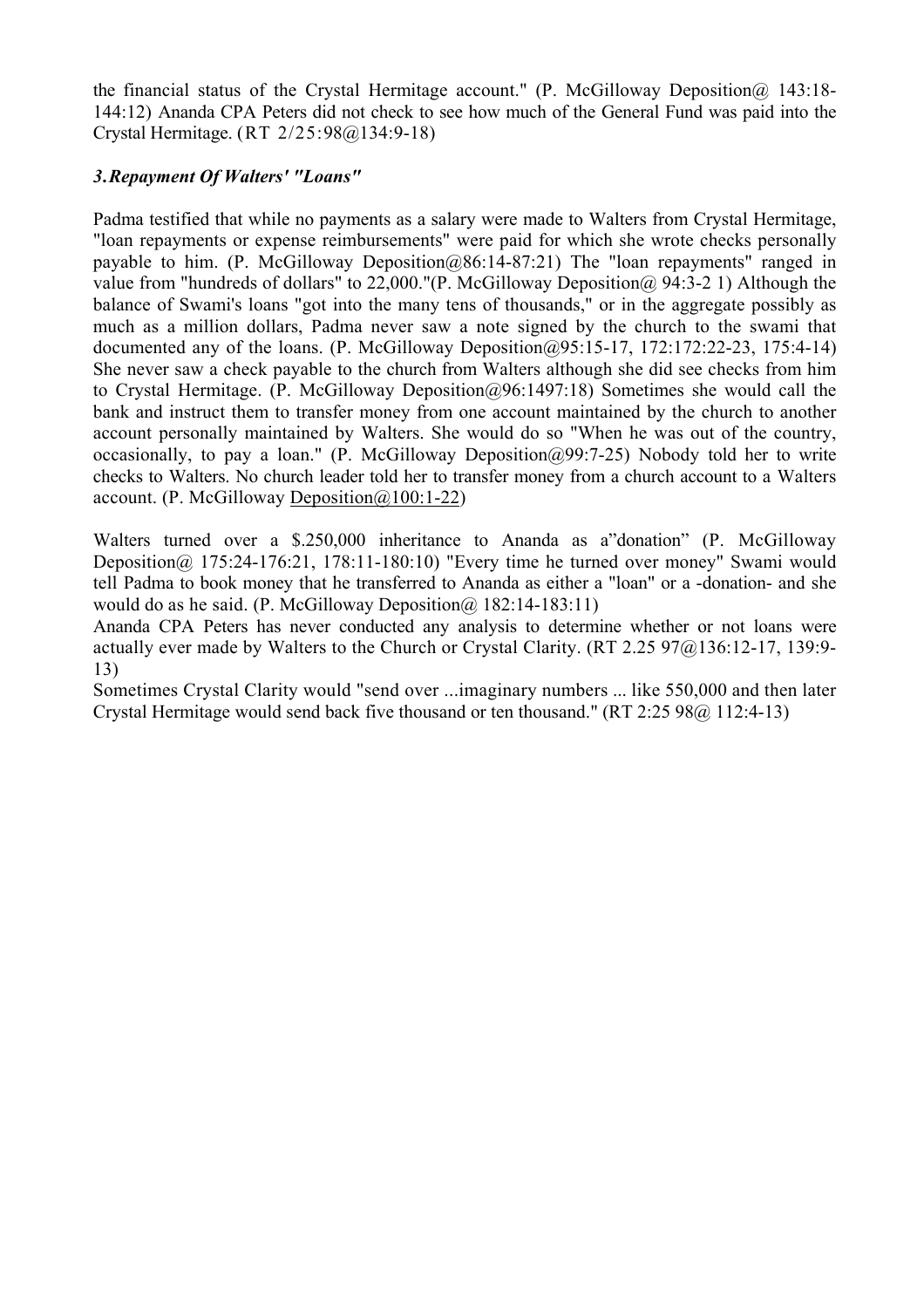the financial status of the Crystal Hermitage account." (P. McGilloway Deposition@ 143:18-144:12) Ananda CPA Peters did not check to see how much of the General Fund was paid into the Crystal Hermitage. (RT 2/25:98@134:9-18)

### *3. Repayment Of Walters' "Loans"*

Padma testified that while no payments as a salary were made to Walters from Crystal Hermitage, "loan repayments or expense reimbursements" were paid for which she wrote checks personally payable to him. (P. McGilloway Deposition@86:14-87:21) The "loan repayments" ranged in value from "hundreds of dollars" to 22,000."(P. McGilloway Deposition@ 94:3-2 1) Although the balance of Swami's loans "got into the many tens of thousands," or in the aggregate possibly as much as a million dollars, Padma never saw a note signed by the church to the swami that documented any of the loans. (P. McGilloway Deposition@95:15-17, 172:172:22-23, 175:4-14) She never saw a check payable to the church from Walters although she did see checks from him to Crystal Hermitage. (P. McGilloway Deposition@96:1497:18) Sometimes she would call the bank and instruct them to transfer money from one account maintained by the church to another account personally maintained by Walters. She would do so "When he was out of the country, occasionally, to pay a loan." (P. McGilloway Deposition@99:7-25) Nobody told her to write checks to Walters. No church leader told her to transfer money from a church account to a Walters account. (P. McGilloway Deposition@100:1-22)

Walters turned over a \$.250,000 inheritance to Ananda as a"donation" (P. McGilloway Deposition@ 175:24-176:21, 178:11-180:10) "Every time he turned over money" Swami would tell Padma to book money that he transferred to Ananda as either a "loan" or a -donation- and she would do as he said. (P. McGilloway Deposition@ 182:14-183:11)

Ananda CPA Peters has never conducted any analysis to determine whether or not loans were actually ever made by Walters to the Church or Crystal Clarity. (RT 2.25 97@136:12-17, 139:9-13)

Sometimes Crystal Clarity would "send over ...imaginary numbers ... like 550,000 and then later Crystal Hermitage would send back five thousand or ten thousand." (RT 2:25 98@ 112:4-13)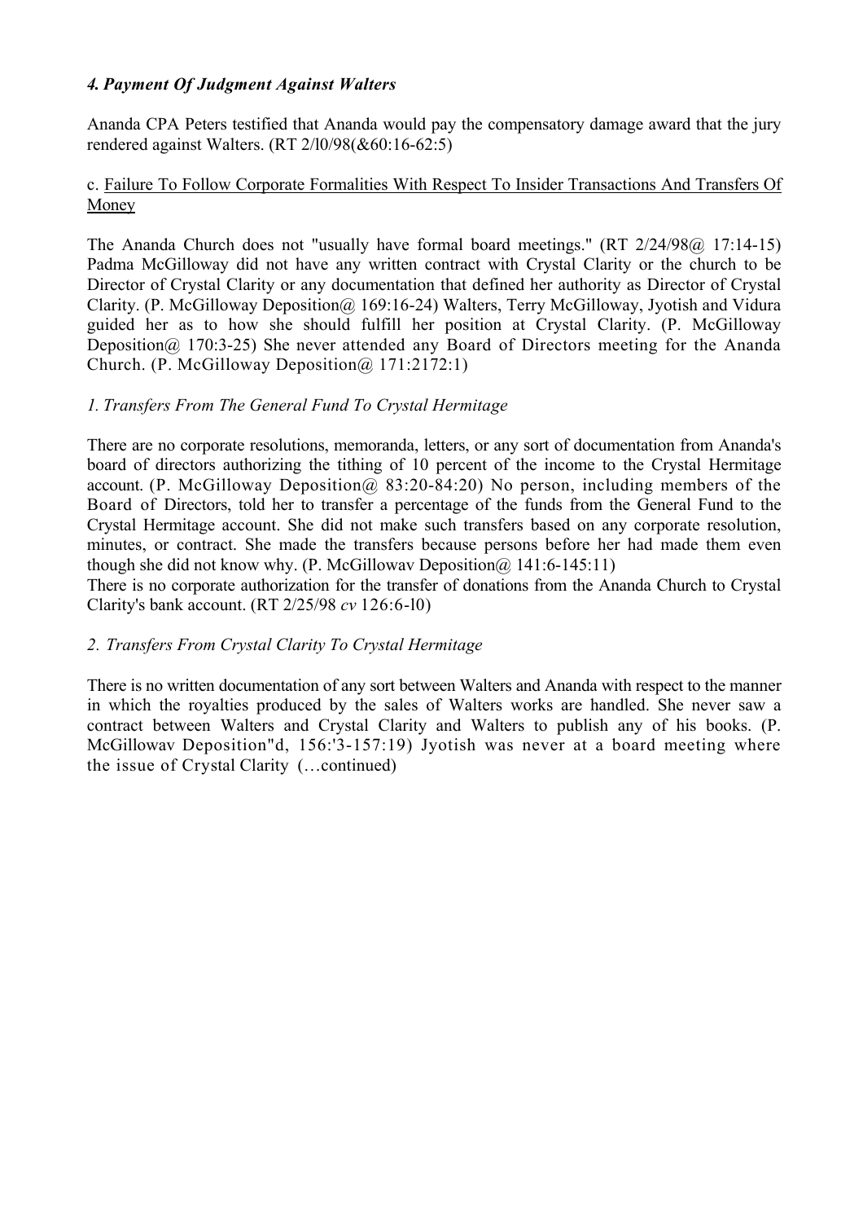### *4. Payment Of Judgment Against Walters*

Ananda CPA Peters testified that Ananda would pay the compensatory damage award that the jury rendered against Walters. (RT 2/l0/98(&60:16-62:5)

c. Failure To Follow Corporate Formalities With Respect To Insider Transactions And Transfers Of Money

The Ananda Church does not "usually have formal board meetings." (RT 2/24/98@ 17:14-15) Padma McGilloway did not have any written contract with Crystal Clarity or the church to be Director of Crystal Clarity or any documentation that defined her authority as Director of Crystal Clarity. (P. McGilloway Deposition@ 169:16-24) Walters, Terry McGilloway, Jyotish and Vidura guided her as to how she should fulfill her position at Crystal Clarity. (P. McGilloway Deposition@ 170:3-25) She never attended any Board of Directors meeting for the Ananda Church. (P. McGilloway Deposition@ 171:2172:1)

*1. Transfers From The General Fund To Crystal Hermitage*

There are no corporate resolutions, memoranda, letters, or any sort of documentation from Ananda's board of directors authorizing the tithing of 10 percent of the income to the Crystal Hermitage account. (P. McGilloway Deposition@ 83:20-84:20) No person, including members of the Board of Directors, told her to transfer a percentage of the funds from the General Fund to the Crystal Hermitage account. She did not make such transfers based on any corporate resolution, minutes, or contract. She made the transfers because persons before her had made them even though she did not know why. (P. McGillowav Deposition@ 141:6-145:11)

There is no corporate authorization for the transfer of donations from the Ananda Church to Crystal Clarity's bank account. (RT 2/25/98 *cv* 126:6-l0)

*2. Transfers From Crystal Clarity To Crystal Hermitage*

There is no written documentation of any sort between Walters and Ananda with respect to the manner in which the royalties produced by the sales of Walters works are handled. She never saw a contract between Walters and Crystal Clarity and Walters to publish any of his books. (P. McGillowav Deposition"d, 156:'3-157:19) Jyotish was never at a board meeting where the issue of Crystal Clarity (…continued)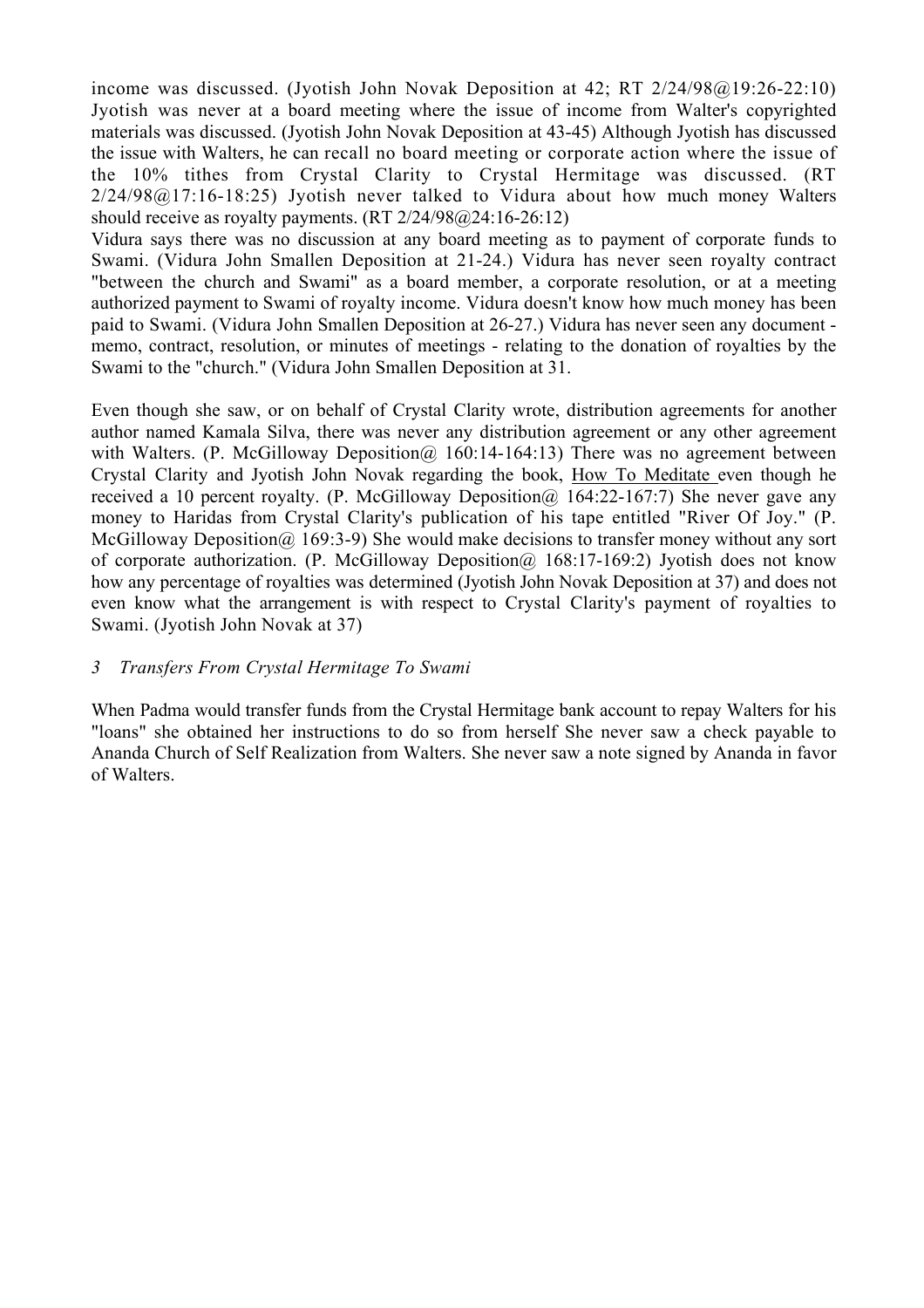income was discussed. (Jyotish John Novak Deposition at 42; RT 2/24/98@19:26-22:10) Jyotish was never at a board meeting where the issue of income from Walter's copyrighted materials was discussed. (Jyotish John Novak Deposition at 43-45) Although Jyotish has discussed the issue with Walters, he can recall no board meeting or corporate action where the issue of the 10% tithes from Crystal Clarity to Crystal Hermitage was discussed. (RT 2/24/98@17:16-18:25) Jyotish never talked to Vidura about how much money Walters should receive as royalty payments. (RT 2/24/98@24:16-26:12)

Vidura says there was no discussion at any board meeting as to payment of corporate funds to Swami. (Vidura John Smallen Deposition at 21-24.) Vidura has never seen royalty contract "between the church and Swami" as a board member, a corporate resolution, or at a meeting authorized payment to Swami of royalty income. Vidura doesn't know how much money has been paid to Swami. (Vidura John Smallen Deposition at 26-27.) Vidura has never seen any document - memo, contract, resolution, or minutes of meetings - relating to the donation of royalties by the Swami to the "church." (Vidura John Smallen Deposition at 31.

Even though she saw, or on behalf of Crystal Clarity wrote, distribution agreements for another author named Kamala Silva, there was never any distribution agreement or any other agreement with Walters. (P. McGilloway Deposition@ 160:14-164:13) There was no agreement between Crystal Clarity and Jyotish John Novak regarding the book, How To Meditate even though he received a 10 percent royalty. (P. McGilloway Deposition@ 164:22-167:7) She never gave any money to Haridas from Crystal Clarity's publication of his tape entitled "River Of Joy." (P. McGilloway Deposition@ 169:3-9) She would make decisions to transfer money without any sort of corporate authorization. (P. McGilloway Deposition@ 168:17-169:2) Jyotish does not know how any percentage of royalties was determined (Jyotish John Novak Deposition at 37) and does not even know what the arrangement is with respect to Crystal Clarity's payment of royalties to Swami. (Jyotish John Novak at 37)

### *3 Transfers From Crystal Hermitage To Swami*

When Padma would transfer funds from the Crystal Hermitage bank account to repay Walters for his "loans" she obtained her instructions to do so from herself She never saw a check payable to Ananda Church of Self Realization from Walters. She never saw a note signed by Ananda in favor of Walters.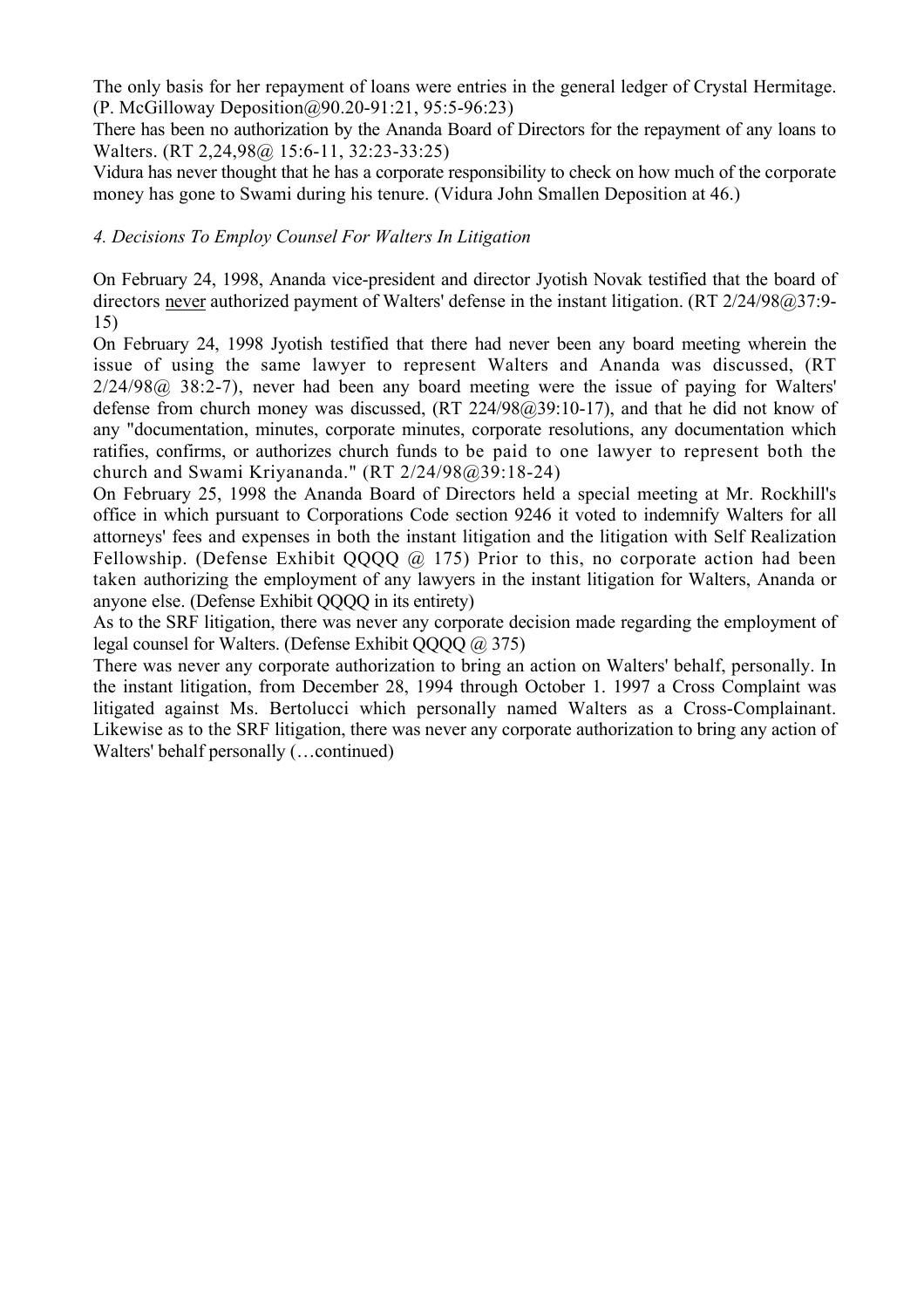The only basis for her repayment of loans were entries in the general ledger of Crystal Hermitage. (P. McGilloway Deposition@90.20-91:21, 95:5-96:23)

There has been no authorization by the Ananda Board of Directors for the repayment of any loans to Walters. (RT 2,24,98@ 15:6-11, 32:23-33:25)

Vidura has never thought that he has a corporate responsibility to check on how much of the corporate money has gone to Swami during his tenure. (Vidura John Smallen Deposition at 46.)

*4. Decisions To Employ Counsel For Walters In Litigation*

On February 24, 1998, Ananda vice-president and director Jyotish Novak testified that the board of directors <u>never</u> authorized payment of Walters' defense in the instant litigation. (RT 2/24/98@37:9-15)

On February 24, 1998 Jyotish testified that there had never been any board meeting wherein the issue of using the same lawyer to represent Walters and Ananda was discussed, (RT 2/24/98@ 38:2-7), never had been any board meeting were the issue of paying for Walters' defense from church money was discussed, (RT 224/98@39:10-17), and that he did not know of any "documentation, minutes, corporate minutes, corporate resolutions, any documentation which ratifies, confirms, or authorizes church funds to be paid to one lawyer to represent both the church and Swami Kriyananda." (RT 2/24/98@39:18-24)

On February 25, 1998 the Ananda Board of Directors held a special meeting at Mr. Rockhill's office in which pursuant to Corporations Code section 9246 it voted to indemnify Walters for all attorneys' fees and expenses in both the instant litigation and the litigation with Self Realization Fellowship. (Defense Exhibit QQQQ @ 175) Prior to this, no corporate action had been taken authorizing the employment of any lawyers in the instant litigation for Walters, Ananda or anyone else. (Defense Exhibit QQQQ in its entirety)

As to the SRF litigation, there was never any corporate decision made regarding the employment of legal counsel for Walters. (Defense Exhibit QQQQ @ 375)

There was never any corporate authorization to bring an action on Walters' behalf, personally. In the instant litigation, from December 28, 1994 through October 1. 1997 a Cross Complaint was litigated against Ms. Bertolucci which personally named Walters as a Cross-Complainant. Likewise as to the SRF litigation, there was never any corporate authorization to bring any action of Walters' behalf personally (…continued)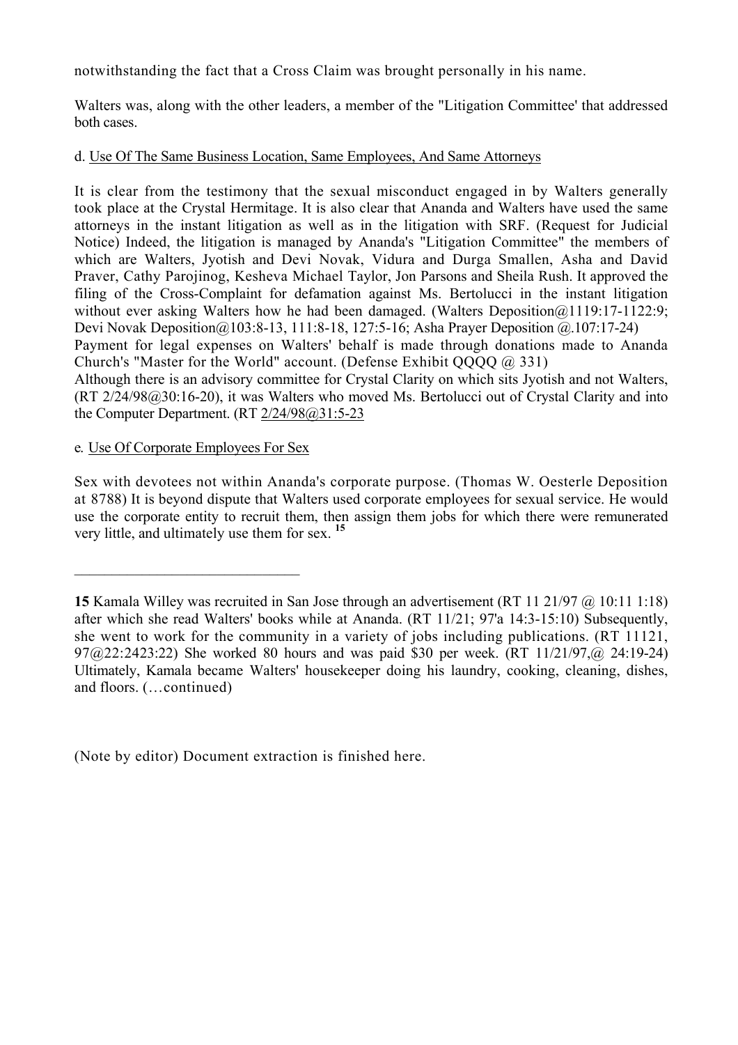notwithstanding the fact that a Cross Claim was brought personally in his name.

Walters was, along with the other leaders, a member of the "Litigation Committee' that addressed both cases.

d. Use Of The Same Business Location, Same Employees, And Same Attorneys

It is clear from the testimony that the sexual misconduct engaged in by Walters generally took place at the Crystal Hermitage. It is also clear that Ananda and Walters have used the same attorneys in the instant litigation as well as in the litigation with SRF. (Request for Judicial Notice) Indeed, the litigation is managed by Ananda's "Litigation Committee" the members of which are Walters, Jyotish and Devi Novak, Vidura and Durga Smallen, Asha and David Praver, Cathy Parojinog, Kesheva Michael Taylor, Jon Parsons and Sheila Rush. It approved the filing of the Cross-Complaint for defamation against Ms. Bertolucci in the instant litigation without ever asking Walters how he had been damaged. (Walters Deposition@1119:17-1122:9; Devi Novak Deposition@103:8-13, 111:8-18, 127:5-16; Asha Prayer Deposition @.107:17-24)
Payment for legal expenses on Walters' behalf is made through donations made to Ananda Church's "Master for the World" account. (Defense Exhibit QQQQ @ 331)
Although there is an advisory committee for Crystal Clarity on which sits Jyotish and not Walters, (RT 2/24/98@30:16-20), it was Walters who moved Ms. Bertolucci out of Crystal Clarity and into the Computer Department. (RT 2/24/98@31:5-23

e. Use Of Corporate Employees For Sex

Sex with devotees not within Ananda's corporate purpose. (Thomas W. Oesterle Deposition at 8788) It is beyond dispute that Walters used corporate employees for sexual service. He would use the corporate entity to recruit them, then assign them jobs for which there were remunerated very little, and ultimately use them for sex. [15]

---

**15** Kamala Willey was recruited in San Jose through an advertisement (RT 11 21/97 @ 10:11 1:18) after which she read Walters' books while at Ananda. (RT 11/21; 97'a 14:3-15:10) Subsequently, she went to work for the community in a variety of jobs including publications. (RT 11121, 97@22:2423:22) She worked 80 hours and was paid $30 per week. (RT 11/21/97,@ 24:19-24) Ultimately, Kamala became Walters' housekeeper doing his laundry, cooking, cleaning, dishes, and floors. (…continued)

(Note by editor) Document extraction is finished here.